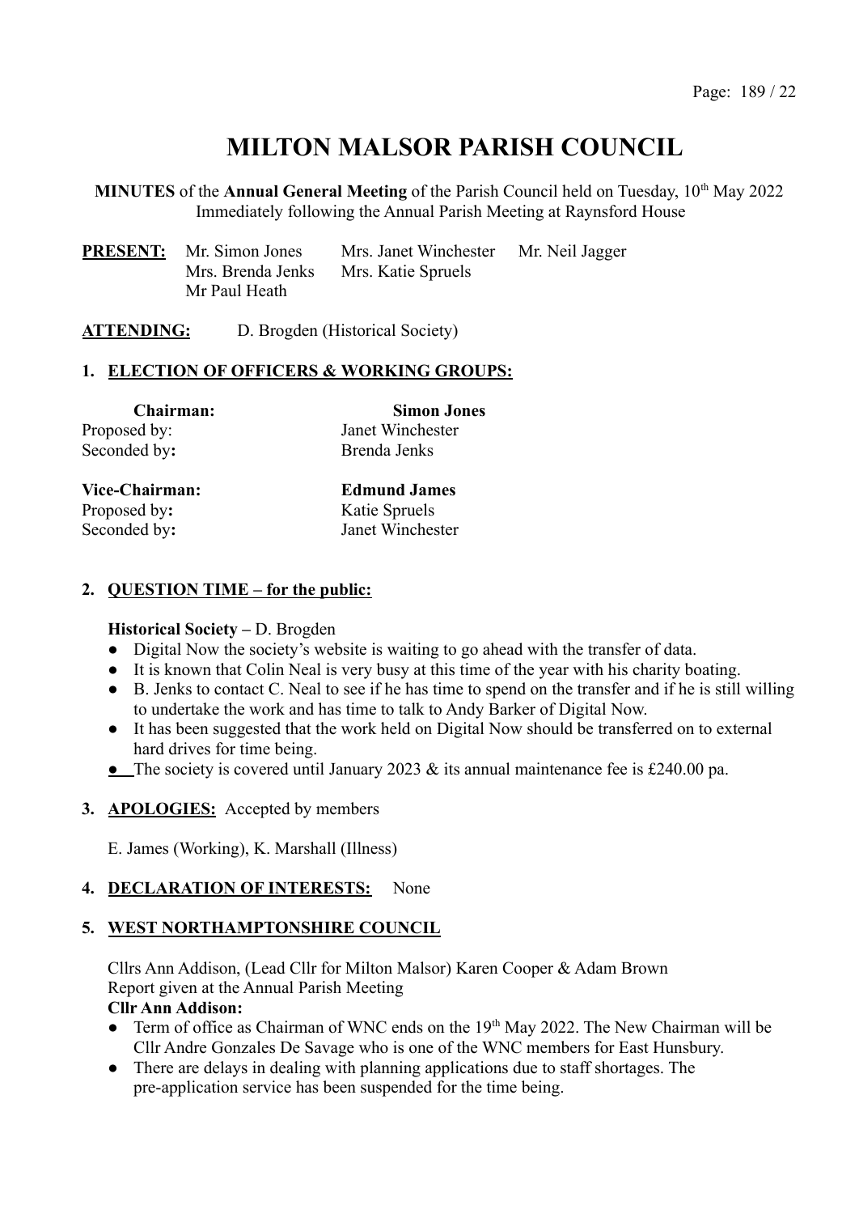# MILTON MALSOR PARISH COUNCIL

**MINUTES** of the **Annual General Meeting** of the Parish Council held on Tuesday, 10th May 2022
Immediately following the Annual Parish Meeting at Raynsford House

**PRESENT:** Mr. Simon Jones, Mrs. Janet Winchester, Mr. Neil Jagger, Mrs. Brenda Jenks, Mrs. Katie Spruels, Mr Paul Heath

**ATTENDING:** D. Brogden (Historical Society)

## 1. ELECTION OF OFFICERS & WORKING GROUPS:

**Chairman:** **Simon Jones**
Proposed by: Janet Winchester
Seconded by**:** Brenda Jenks

**Vice-Chairman:** **Edmund James**
Proposed by**:** Katie Spruels
Seconded by**:** Janet Winchester

## 2. QUESTION TIME – for the public:

**Historical Society –** D. Brogden

- Digital Now the society's website is waiting to go ahead with the transfer of data.
- It is known that Colin Neal is very busy at this time of the year with his charity boating.
- B. Jenks to contact C. Neal to see if he has time to spend on the transfer and if he is still willing to undertake the work and has time to talk to Andy Barker of Digital Now.
- It has been suggested that the work held on Digital Now should be transferred on to external hard drives for time being.
- The society is covered until January 2023 & its annual maintenance fee is £240.00 pa.

## 3. APOLOGIES: Accepted by members

E. James (Working), K. Marshall (Illness)

## 4. DECLARATION OF INTERESTS: None

## 5. WEST NORTHAMPTONSHIRE COUNCIL

Cllrs Ann Addison, (Lead Cllr for Milton Malsor) Karen Cooper & Adam Brown
Report given at the Annual Parish Meeting

**Cllr Ann Addison:**

- Term of office as Chairman of WNC ends on the 19th May 2022. The New Chairman will be Cllr Andre Gonzales De Savage who is one of the WNC members for East Hunsbury.
- There are delays in dealing with planning applications due to staff shortages. The pre-application service has been suspended for the time being.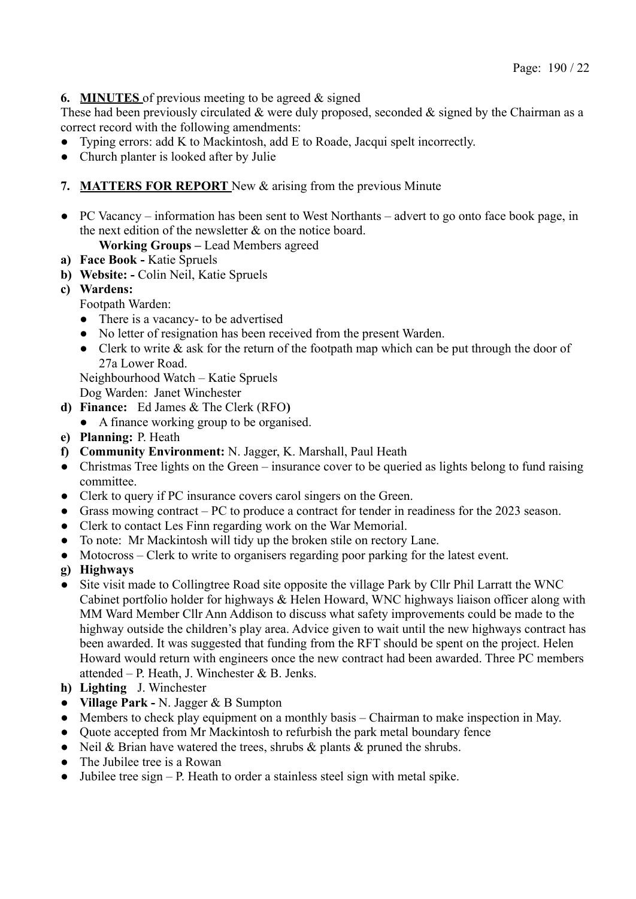6. **MINUTES** of previous meeting to be agreed & signed

These had been previously circulated & were duly proposed, seconded & signed by the Chairman as a correct record with the following amendments:

- Typing errors: add K to Mackintosh, add E to Roade, Jacqui spelt incorrectly.
- Church planter is looked after by Julie

7. **MATTERS FOR REPORT** New & arising from the previous Minute

- PC Vacancy – information has been sent to West Northants – advert to go onto face book page, in the next edition of the newsletter & on the notice board.

  **Working Groups –** Lead Members agreed

a) **Face Book -** Katie Spruels
b) **Website: -** Colin Neil, Katie Spruels
c) **Wardens:**

   Footpath Warden:
   - There is a vacancy- to be advertised
   - No letter of resignation has been received from the present Warden.
   - Clerk to write & ask for the return of the footpath map which can be put through the door of 27a Lower Road.

   Neighbourhood Watch – Katie Spruels

   Dog Warden: Janet Winchester

d) **Finance:** Ed James & The Clerk (RFO**)**
   - A finance working group to be organised.
e) **Planning:** P. Heath
f) **Community Environment:** N. Jagger, K. Marshall, Paul Heath

- Christmas Tree lights on the Green – insurance cover to be queried as lights belong to fund raising committee.
- Clerk to query if PC insurance covers carol singers on the Green.
- Grass mowing contract – PC to produce a contract for tender in readiness for the 2023 season.
- Clerk to contact Les Finn regarding work on the War Memorial.
- To note: Mr Mackintosh will tidy up the broken stile on rectory Lane.
- Motocross – Clerk to write to organisers regarding poor parking for the latest event.

g) **Highways**

- Site visit made to Collingtree Road site opposite the village Park by Cllr Phil Larratt the WNC Cabinet portfolio holder for highways & Helen Howard, WNC highways liaison officer along with MM Ward Member Cllr Ann Addison to discuss what safety improvements could be made to the highway outside the children's play area. Advice given to wait until the new highways contract has been awarded. It was suggested that funding from the RFT should be spent on the project. Helen Howard would return with engineers once the new contract had been awarded. Three PC members attended – P. Heath, J. Winchester & B. Jenks.

h) **Lighting** J. Winchester

- **Village Park -** N. Jagger & B Sumpton
- Members to check play equipment on a monthly basis – Chairman to make inspection in May.
- Quote accepted from Mr Mackintosh to refurbish the park metal boundary fence
- Neil & Brian have watered the trees, shrubs & plants & pruned the shrubs.
- The Jubilee tree is a Rowan
- Jubilee tree sign – P. Heath to order a stainless steel sign with metal spike.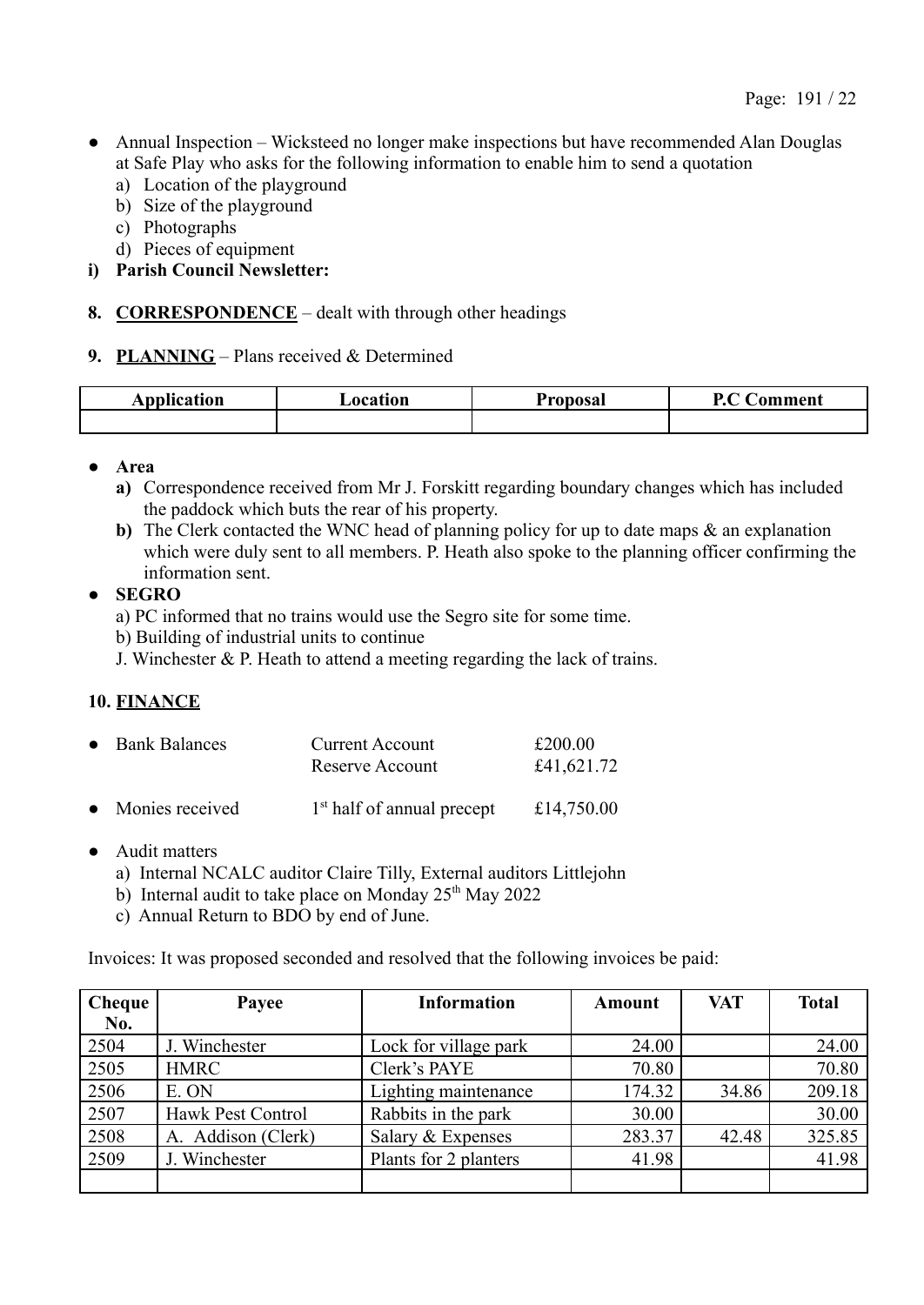- Annual Inspection – Wicksteed no longer make inspections but have recommended Alan Douglas at Safe Play who asks for the following information to enable him to send a quotation
  a) Location of the playground
  b) Size of the playground
  c) Photographs
  d) Pieces of equipment

**i) Parish Council Newsletter:**

**8. CORRESPONDENCE** – dealt with through other headings

**9. PLANNING** – Plans received & Determined

| Application | Location | Proposal | P.C Comment |
|---|---|---|---|
| | | | |

- **Area**
  **a)** Correspondence received from Mr J. Forskitt regarding boundary changes which has included the paddock which buts the rear of his property.
  **b)** The Clerk contacted the WNC head of planning policy for up to date maps & an explanation which were duly sent to all members. P. Heath also spoke to the planning officer confirming the information sent.
- **SEGRO**
  a) PC informed that no trains would use the Segro site for some time.
  b) Building of industrial units to continue
  J. Winchester & P. Heath to attend a meeting regarding the lack of trains.

**10. FINANCE**

- Bank Balances — Current Account £200.00; Reserve Account £41,621.72
- Monies received — 1st half of annual precept £14,750.00
- Audit matters
  a) Internal NCALC auditor Claire Tilly, External auditors Littlejohn
  b) Internal audit to take place on Monday 25th May 2022
  c) Annual Return to BDO by end of June.

Invoices: It was proposed seconded and resolved that the following invoices be paid:

| Cheque No. | Payee | Information | Amount | VAT | Total |
|---|---|---|---|---|---|
| 2504 | J. Winchester | Lock for village park | 24.00 | | 24.00 |
| 2505 | HMRC | Clerk's PAYE | 70.80 | | 70.80 |
| 2506 | E. ON | Lighting maintenance | 174.32 | 34.86 | 209.18 |
| 2507 | Hawk Pest Control | Rabbits in the park | 30.00 | | 30.00 |
| 2508 | A. Addison (Clerk) | Salary & Expenses | 283.37 | 42.48 | 325.85 |
| 2509 | J. Winchester | Plants for 2 planters | 41.98 | | 41.98 |
| | | | | | |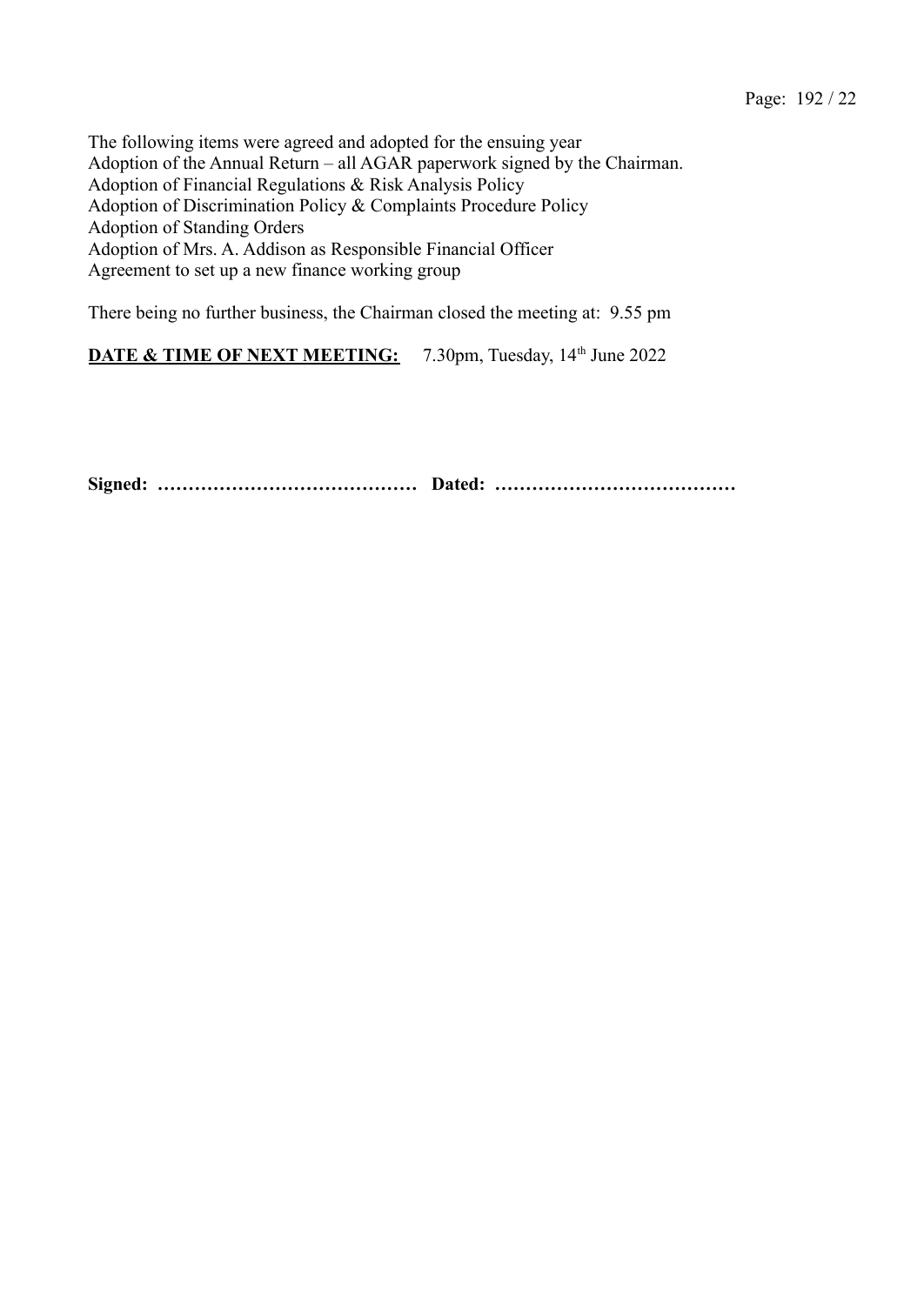The following items were agreed and adopted for the ensuing year
Adoption of the Annual Return – all AGAR paperwork signed by the Chairman.
Adoption of Financial Regulations & Risk Analysis Policy
Adoption of Discrimination Policy & Complaints Procedure Policy
Adoption of Standing Orders
Adoption of Mrs. A. Addison as Responsible Financial Officer
Agreement to set up a new finance working group

There being no further business, the Chairman closed the meeting at: 9.55 pm

**DATE & TIME OF NEXT MEETING:** 7.30pm, Tuesday, 14th June 2022

**Signed: …………………………………… Dated: …………………………………**